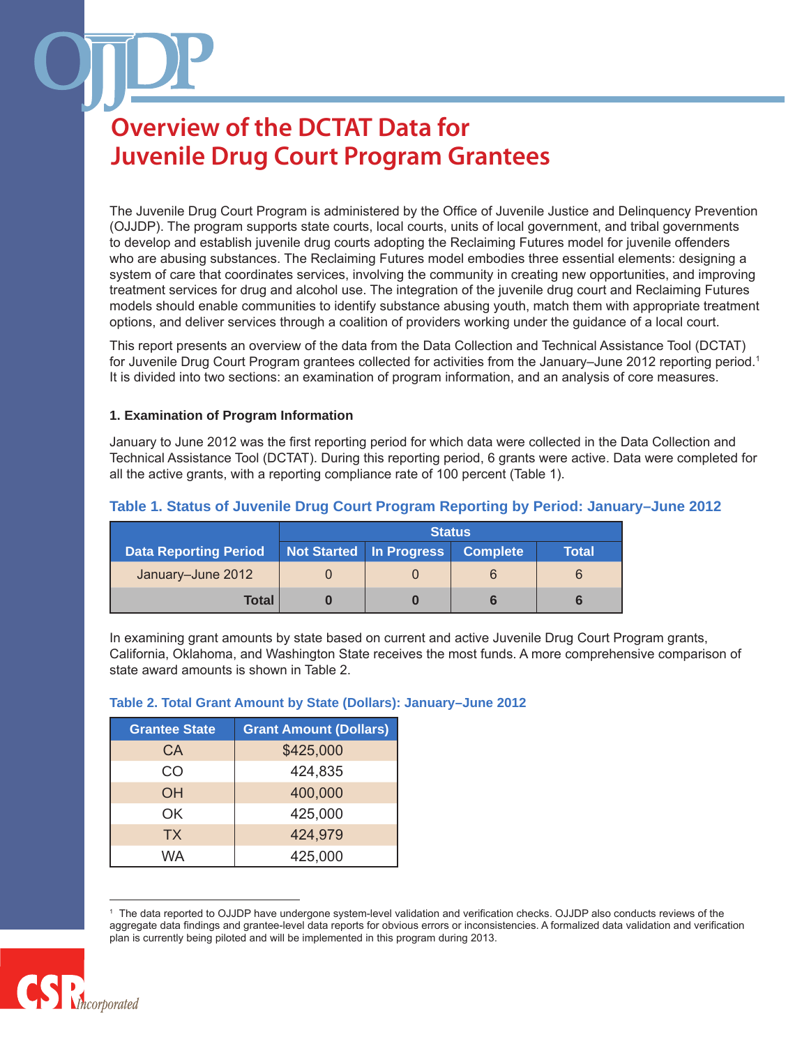# Overview of the DCTAT Data for Juvenile Drug Court Program Grantees

The Juvenile Drug Court Program is administered by the Office of Juvenile Justice and Delinquency Prevention (OJJDP). The program supports state courts, local courts, units of local government, and tribal governments to develop and establish juvenile drug courts adopting the Reclaiming Futures model for juvenile offenders who are abusing substances. The Reclaiming Futures model embodies three essential elements: designing a system of care that coordinates services, involving the community in creating new opportunities, and improving treatment services for drug and alcohol use. The integration of the juvenile drug court and Reclaiming Futures models should enable communities to identify substance abusing youth, match them with appropriate treatment options, and deliver services through a coalition of providers working under the guidance of a local court.

This report presents an overview of the data from the Data Collection and Technical Assistance Tool (DCTAT) for Juvenile Drug Court Program grantees collected for activities from the January–June 2012 reporting period.[1] It is divided into two sections: an examination of program information, and an analysis of core measures.

### 1. Examination of Program Information

January to June 2012 was the first reporting period for which data were collected in the Data Collection and Technical Assistance Tool (DCTAT). During this reporting period, 6 grants were active. Data were completed for all the active grants, with a reporting compliance rate of 100 percent (Table 1).

**Table 1. Status of Juvenile Drug Court Program Reporting by Period: January–June 2012**

| Data Reporting Period | Status | | | |
|---|---|---|---|---|
| | Not Started | In Progress | Complete | Total |
| January–June 2012 | 0 | 0 | 6 | 6 |
| **Total** | **0** | **0** | **6** | **6** |

In examining grant amounts by state based on current and active Juvenile Drug Court Program grants, California, Oklahoma, and Washington State receives the most funds. A more comprehensive comparison of state award amounts is shown in Table 2.

**Table 2. Total Grant Amount by State (Dollars): January–June 2012**

| Grantee State | Grant Amount (Dollars) |
|---|---|
| CA | $425,000 |
| CO | 424,835 |
| OH | 400,000 |
| OK | 425,000 |
| TX | 424,979 |
| WA | 425,000 |

[1] The data reported to OJJDP have undergone system-level validation and verification checks. OJJDP also conducts reviews of the aggregate data findings and grantee-level data reports for obvious errors or inconsistencies. A formalized data validation and verification plan is currently being piloted and will be implemented in this program during 2013.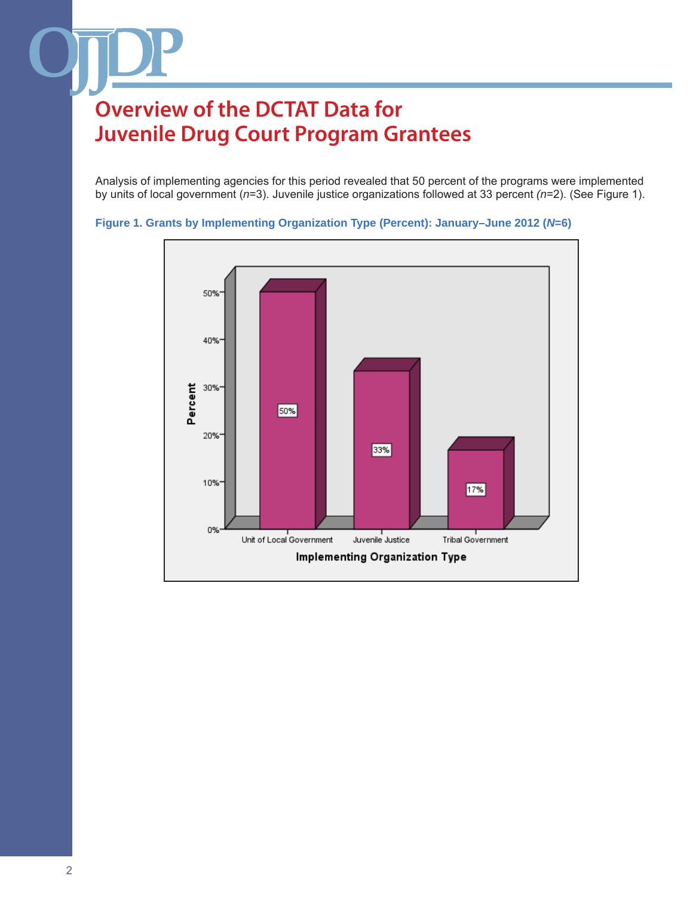# Overview of the DCTAT Data for Juvenile Drug Court Program Grantees

Analysis of implementing agencies for this period revealed that 50 percent of the programs were implemented by units of local government (*n*=3). Juvenile justice organizations followed at 33 percent (*n*=2). (See Figure 1).

**Figure 1. Grants by Implementing Organization Type (Percent): January–June 2012 (*N*=6)**

| Implementing Organization Type | Percent |
| --- | --- |
| Unit of Local Government | 50% |
| Juvenile Justice | 33% |
| Tribal Government | 17% |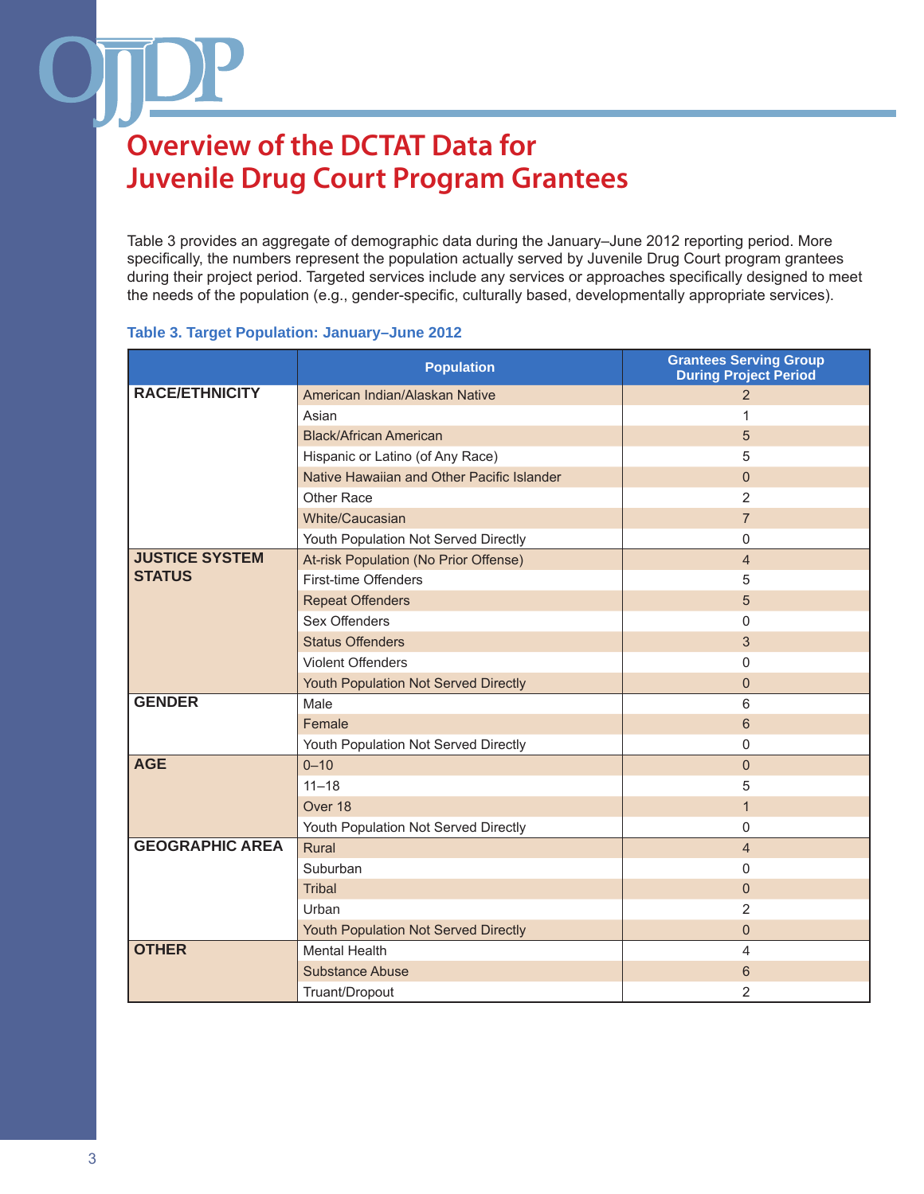# Overview of the DCTAT Data for Juvenile Drug Court Program Grantees

Table 3 provides an aggregate of demographic data during the January–June 2012 reporting period. More specifically, the numbers represent the population actually served by Juvenile Drug Court program grantees during their project period. Targeted services include any services or approaches specifically designed to meet the needs of the population (e.g., gender-specific, culturally based, developmentally appropriate services).

**Table 3. Target Population: January–June 2012**

| | Population | Grantees Serving Group During Project Period |
|---|---|---|
| **RACE/ETHNICITY** | American Indian/Alaskan Native | 2 |
| | Asian | 1 |
| | Black/African American | 5 |
| | Hispanic or Latino (of Any Race) | 5 |
| | Native Hawaiian and Other Pacific Islander | 0 |
| | Other Race | 2 |
| | White/Caucasian | 7 |
| | Youth Population Not Served Directly | 0 |
| **JUSTICE SYSTEM STATUS** | At-risk Population (No Prior Offense) | 4 |
| | First-time Offenders | 5 |
| | Repeat Offenders | 5 |
| | Sex Offenders | 0 |
| | Status Offenders | 3 |
| | Violent Offenders | 0 |
| | Youth Population Not Served Directly | 0 |
| **GENDER** | Male | 6 |
| | Female | 6 |
| | Youth Population Not Served Directly | 0 |
| **AGE** | 0–10 | 0 |
| | 11–18 | 5 |
| | Over 18 | 1 |
| | Youth Population Not Served Directly | 0 |
| **GEOGRAPHIC AREA** | Rural | 4 |
| | Suburban | 0 |
| | Tribal | 0 |
| | Urban | 2 |
| | Youth Population Not Served Directly | 0 |
| **OTHER** | Mental Health | 4 |
| | Substance Abuse | 6 |
| | Truant/Dropout | 2 |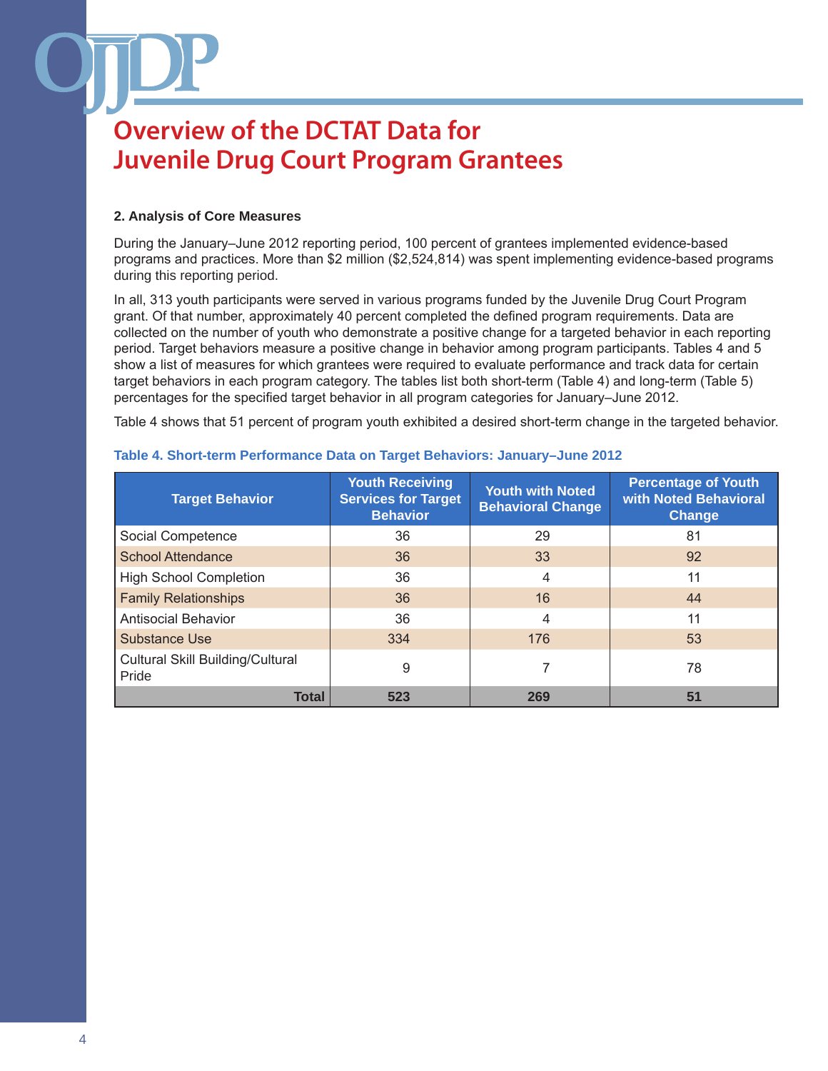# Overview of the DCTAT Data for Juvenile Drug Court Program Grantees

### 2. Analysis of Core Measures

During the January–June 2012 reporting period, 100 percent of grantees implemented evidence-based programs and practices. More than $2 million ($2,524,814) was spent implementing evidence-based programs during this reporting period.

In all, 313 youth participants were served in various programs funded by the Juvenile Drug Court Program grant. Of that number, approximately 40 percent completed the defined program requirements. Data are collected on the number of youth who demonstrate a positive change for a targeted behavior in each reporting period. Target behaviors measure a positive change in behavior among program participants. Tables 4 and 5 show a list of measures for which grantees were required to evaluate performance and track data for certain target behaviors in each program category. The tables list both short-term (Table 4) and long-term (Table 5) percentages for the specified target behavior in all program categories for January–June 2012.

Table 4 shows that 51 percent of program youth exhibited a desired short-term change in the targeted behavior.

**Table 4. Short-term Performance Data on Target Behaviors: January–June 2012**

| Target Behavior | Youth Receiving Services for Target Behavior | Youth with Noted Behavioral Change | Percentage of Youth with Noted Behavioral Change |
|---|---|---|---|
| Social Competence | 36 | 29 | 81 |
| School Attendance | 36 | 33 | 92 |
| High School Completion | 36 | 4 | 11 |
| Family Relationships | 36 | 16 | 44 |
| Antisocial Behavior | 36 | 4 | 11 |
| Substance Use | 334 | 176 | 53 |
| Cultural Skill Building/Cultural Pride | 9 | 7 | 78 |
| **Total** | **523** | **269** | **51** |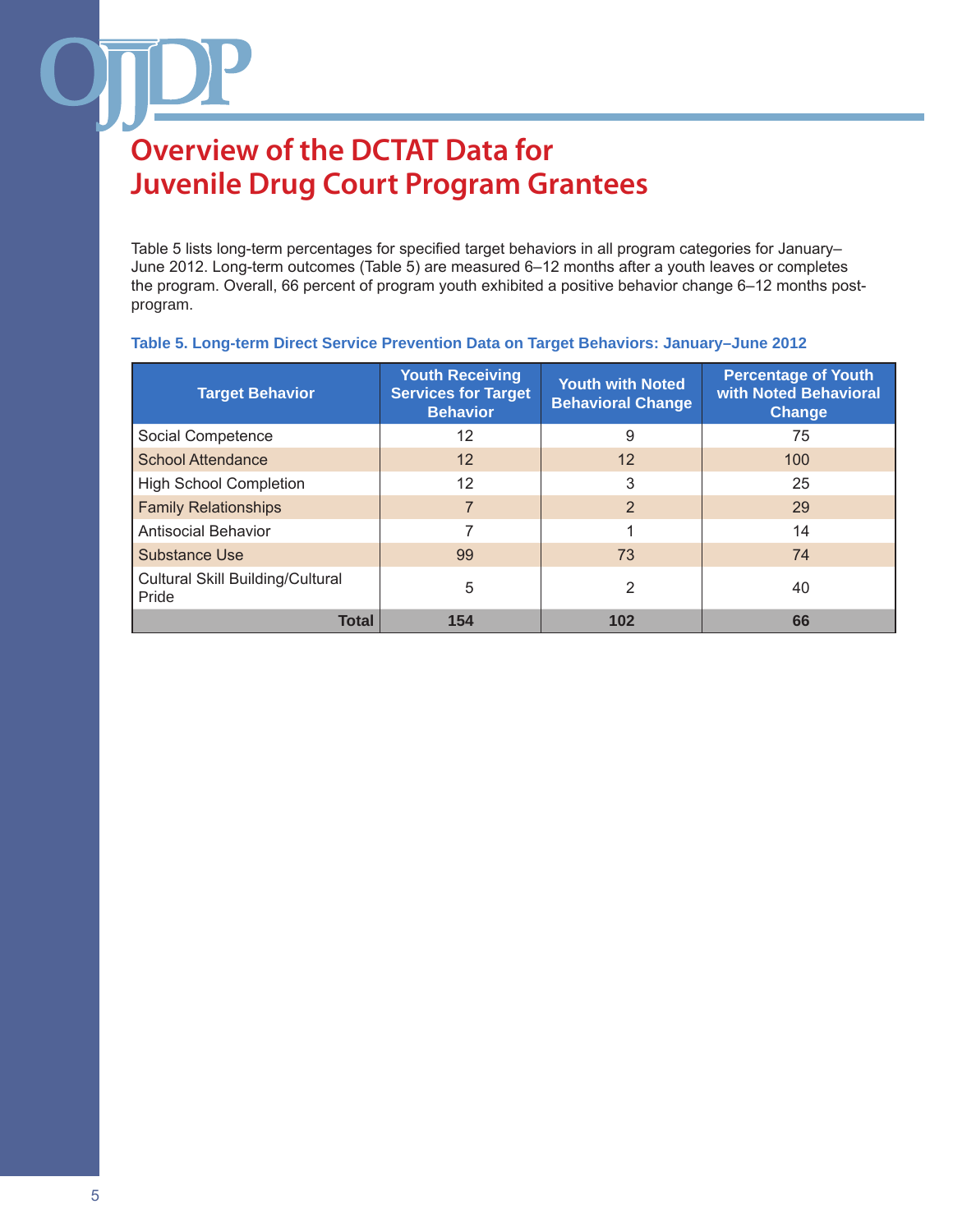# Overview of the DCTAT Data for Juvenile Drug Court Program Grantees

Table 5 lists long-term percentages for specified target behaviors in all program categories for January–June 2012. Long-term outcomes (Table 5) are measured 6–12 months after a youth leaves or completes the program. Overall, 66 percent of program youth exhibited a positive behavior change 6–12 months post-program.

**Table 5. Long-term Direct Service Prevention Data on Target Behaviors: January–June 2012**

| Target Behavior | Youth Receiving Services for Target Behavior | Youth with Noted Behavioral Change | Percentage of Youth with Noted Behavioral Change |
|---|---|---|---|
| Social Competence | 12 | 9 | 75 |
| School Attendance | 12 | 12 | 100 |
| High School Completion | 12 | 3 | 25 |
| Family Relationships | 7 | 2 | 29 |
| Antisocial Behavior | 7 | 1 | 14 |
| Substance Use | 99 | 73 | 74 |
| Cultural Skill Building/Cultural Pride | 5 | 2 | 40 |
| **Total** | **154** | **102** | **66** |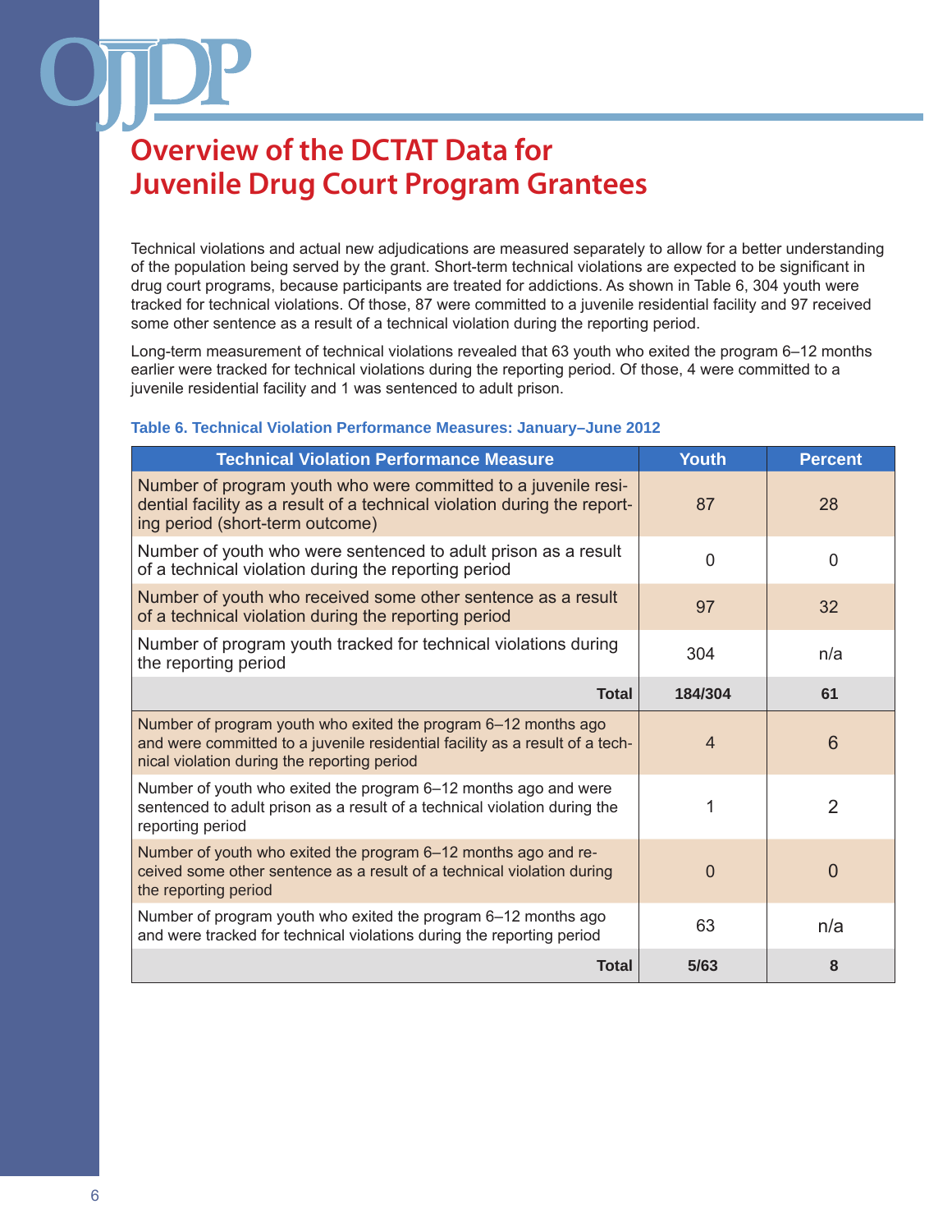# Overview of the DCTAT Data for Juvenile Drug Court Program Grantees

Technical violations and actual new adjudications are measured separately to allow for a better understanding of the population being served by the grant. Short-term technical violations are expected to be significant in drug court programs, because participants are treated for addictions. As shown in Table 6, 304 youth were tracked for technical violations. Of those, 87 were committed to a juvenile residential facility and 97 received some other sentence as a result of a technical violation during the reporting period.

Long-term measurement of technical violations revealed that 63 youth who exited the program 6–12 months earlier were tracked for technical violations during the reporting period. Of those, 4 were committed to a juvenile residential facility and 1 was sentenced to adult prison.

**Table 6. Technical Violation Performance Measures: January–June 2012**

| Technical Violation Performance Measure | Youth | Percent |
|---|---|---|
| Number of program youth who were committed to a juvenile residential facility as a result of a technical violation during the reporting period (short-term outcome) | 87 | 28 |
| Number of youth who were sentenced to adult prison as a result of a technical violation during the reporting period | 0 | 0 |
| Number of youth who received some other sentence as a result of a technical violation during the reporting period | 97 | 32 |
| Number of program youth tracked for technical violations during the reporting period | 304 | n/a |
| **Total** | **184/304** | **61** |
| Number of program youth who exited the program 6–12 months ago and were committed to a juvenile residential facility as a result of a technical violation during the reporting period | 4 | 6 |
| Number of youth who exited the program 6–12 months ago and were sentenced to adult prison as a result of a technical violation during the reporting period | 1 | 2 |
| Number of youth who exited the program 6–12 months ago and received some other sentence as a result of a technical violation during the reporting period | 0 | 0 |
| Number of program youth who exited the program 6–12 months ago and were tracked for technical violations during the reporting period | 63 | n/a |
| **Total** | **5/63** | **8** |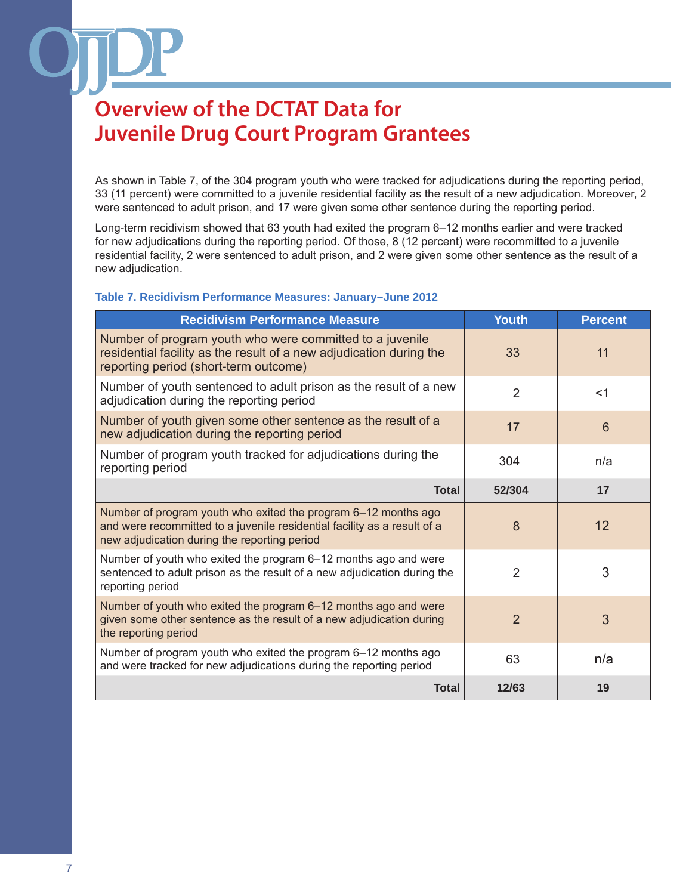# Overview of the DCTAT Data for Juvenile Drug Court Program Grantees

As shown in Table 7, of the 304 program youth who were tracked for adjudications during the reporting period, 33 (11 percent) were committed to a juvenile residential facility as the result of a new adjudication. Moreover, 2 were sentenced to adult prison, and 17 were given some other sentence during the reporting period.

Long-term recidivism showed that 63 youth had exited the program 6–12 months earlier and were tracked for new adjudications during the reporting period. Of those, 8 (12 percent) were recommitted to a juvenile residential facility, 2 were sentenced to adult prison, and 2 were given some other sentence as the result of a new adjudication.

**Table 7. Recidivism Performance Measures: January–June 2012**

| Recidivism Performance Measure | Youth | Percent |
|---|---|---|
| Number of program youth who were committed to a juvenile residential facility as the result of a new adjudication during the reporting period (short-term outcome) | 33 | 11 |
| Number of youth sentenced to adult prison as the result of a new adjudication during the reporting period | 2 | <1 |
| Number of youth given some other sentence as the result of a new adjudication during the reporting period | 17 | 6 |
| Number of program youth tracked for adjudications during the reporting period | 304 | n/a |
| **Total** | **52/304** | **17** |
| Number of program youth who exited the program 6–12 months ago and were recommitted to a juvenile residential facility as a result of a new adjudication during the reporting period | 8 | 12 |
| Number of youth who exited the program 6–12 months ago and were sentenced to adult prison as the result of a new adjudication during the reporting period | 2 | 3 |
| Number of youth who exited the program 6–12 months ago and were given some other sentence as the result of a new adjudication during the reporting period | 2 | 3 |
| Number of program youth who exited the program 6–12 months ago and were tracked for new adjudications during the reporting period | 63 | n/a |
| **Total** | **12/63** | **19** |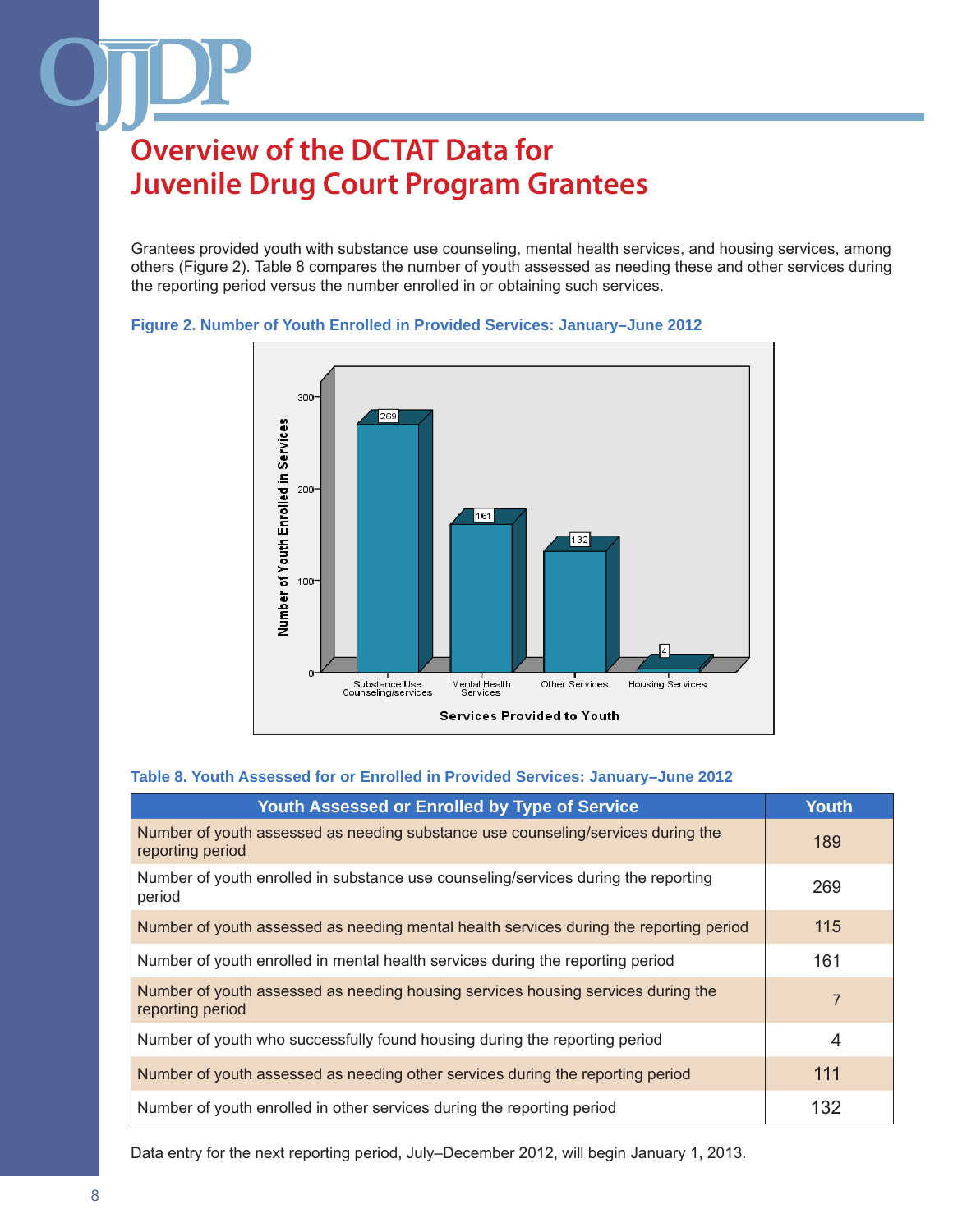# Overview of the DCTAT Data for Juvenile Drug Court Program Grantees

Grantees provided youth with substance use counseling, mental health services, and housing services, among others (Figure 2). Table 8 compares the number of youth assessed as needing these and other services during the reporting period versus the number enrolled in or obtaining such services.

**Figure 2. Number of Youth Enrolled in Provided Services: January–June 2012**

Number of Youth Enrolled in Services

300
200
100
0

269
161
132
4

Substance Use Counseling/services
Mental Health Services
Other Services
Housing Services

Services Provided to Youth

**Table 8. Youth Assessed for or Enrolled in Provided Services: January–June 2012**

| Youth Assessed or Enrolled by Type of Service | Youth |
|---|---|
| Number of youth assessed as needing substance use counseling/services during the reporting period | 189 |
| Number of youth enrolled in substance use counseling/services during the reporting period | 269 |
| Number of youth assessed as needing mental health services during the reporting period | 115 |
| Number of youth enrolled in mental health services during the reporting period | 161 |
| Number of youth assessed as needing housing services housing services during the reporting period | 7 |
| Number of youth who successfully found housing during the reporting period | 4 |
| Number of youth assessed as needing other services during the reporting period | 111 |
| Number of youth enrolled in other services during the reporting period | 132 |

Data entry for the next reporting period, July–December 2012, will begin January 1, 2013.